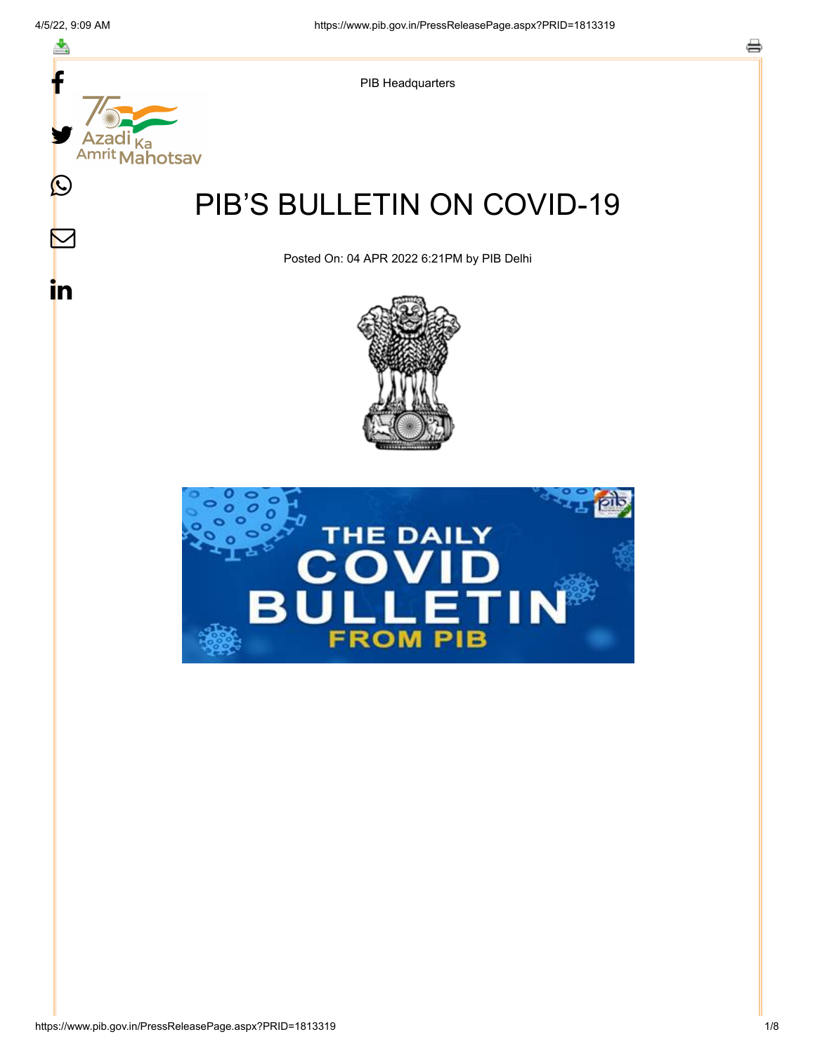PIB Headquarters

# PIB'S BULLETIN ON COVID-19

Posted On: 04 APR 2022 6:21PM by PIB Delhi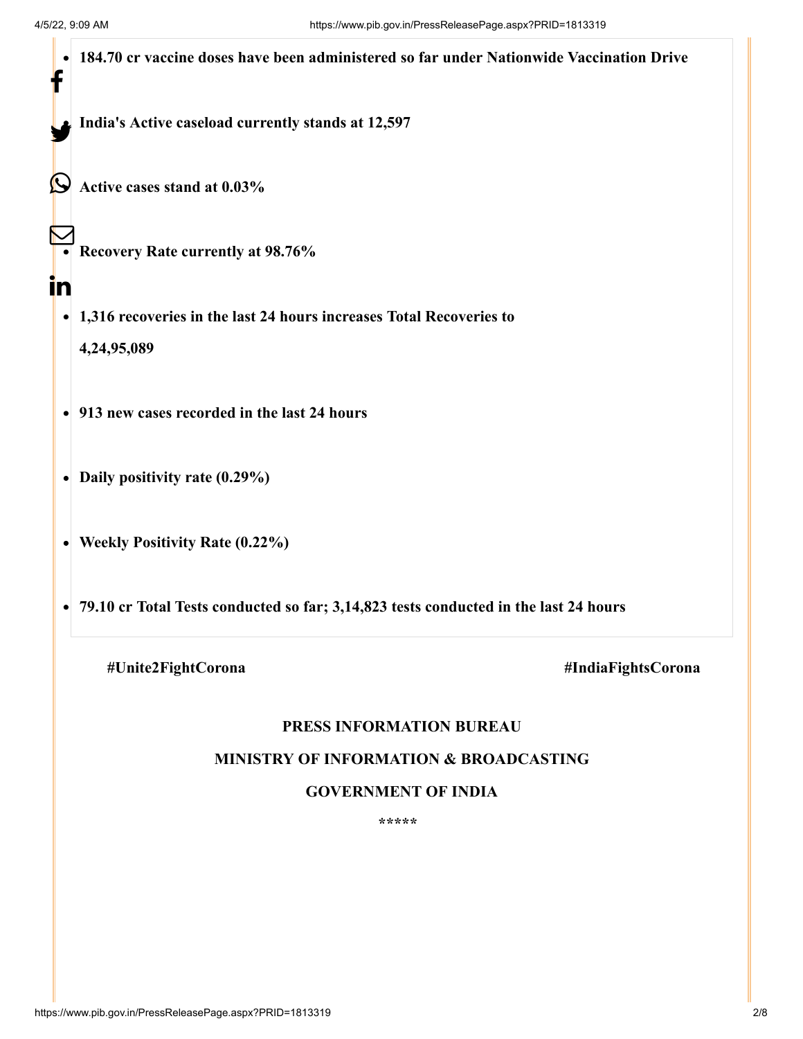- **184.70 cr vaccine doses have been administered so far under Nationwide Vaccination Drive**
- **India's Active caseload currently stands at 12,597**
- **Active cases stand at 0.03%**
- **Recovery Rate currently at 98.76%**
- **1,316 recoveries in the last 24 hours increases Total Recoveries to 4,24,95,089**
- **913 new cases recorded in the last 24 hours**
- **Daily positivity rate (0.29%)**
- **Weekly Positivity Rate (0.22%)**
- **79.10 cr Total Tests conducted so far; 3,14,823 tests conducted in the last 24 hours**

**#Unite2FightCorona** **#IndiaFightsCorona**

**PRESS INFORMATION BUREAU**

**MINISTRY OF INFORMATION & BROADCASTING**

**GOVERNMENT OF INDIA**

*****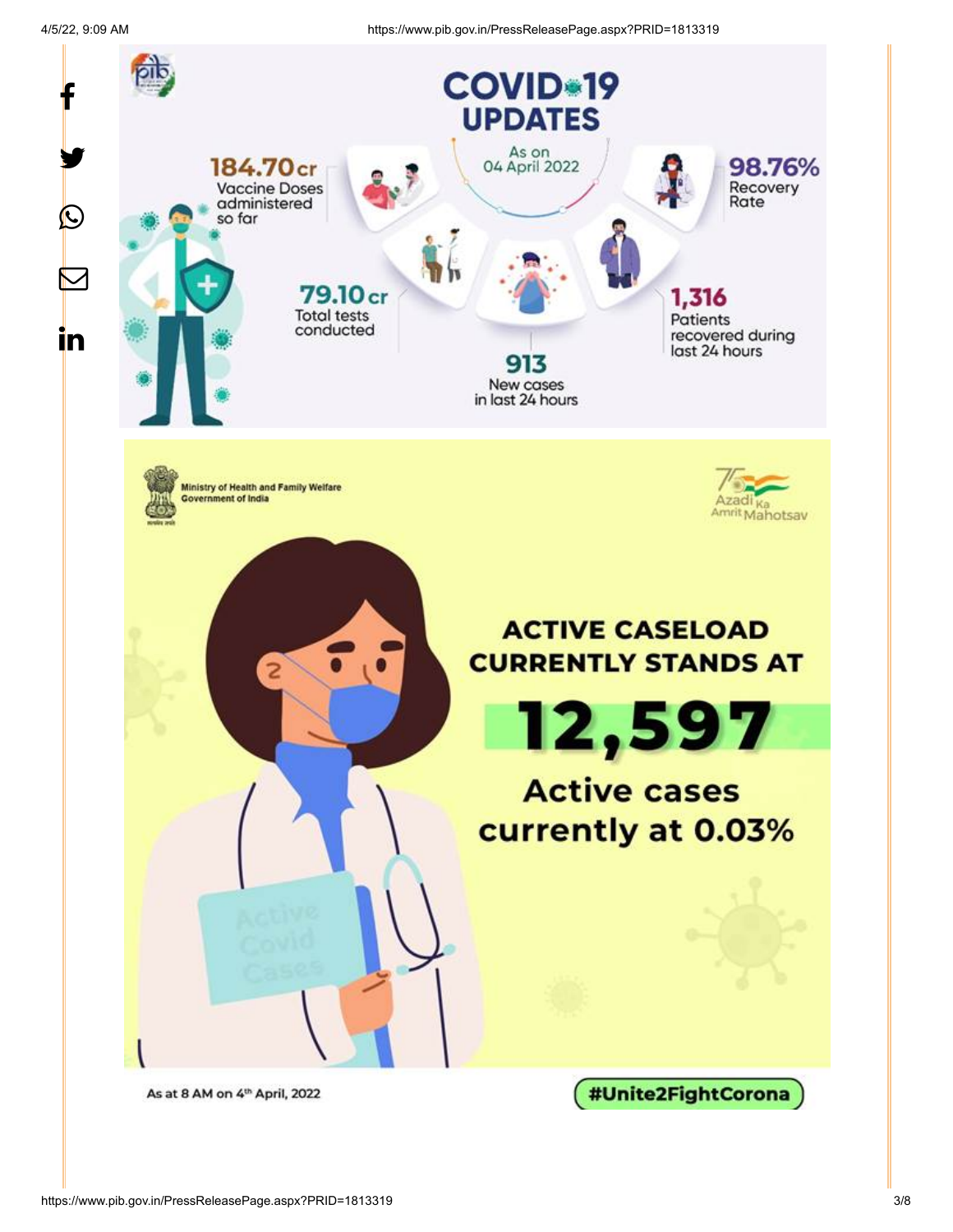# COVID-19 UPDATES

As on 04 April 2022

- **184.70 cr** Vaccine Doses administered so far
- **98.76%** Recovery Rate
- **79.10 cr** Total tests conducted
- **913** New cases in last 24 hours
- **1,316** Patients recovered during last 24 hours

Ministry of Health and Family Welfare
Government of India

Azadi Ka Amrit Mahotsav

**ACTIVE CASELOAD CURRENTLY STANDS AT**

# 12,597

**Active cases currently at 0.03%**

As at 8 AM on 4th April, 2022

**#Unite2FightCorona**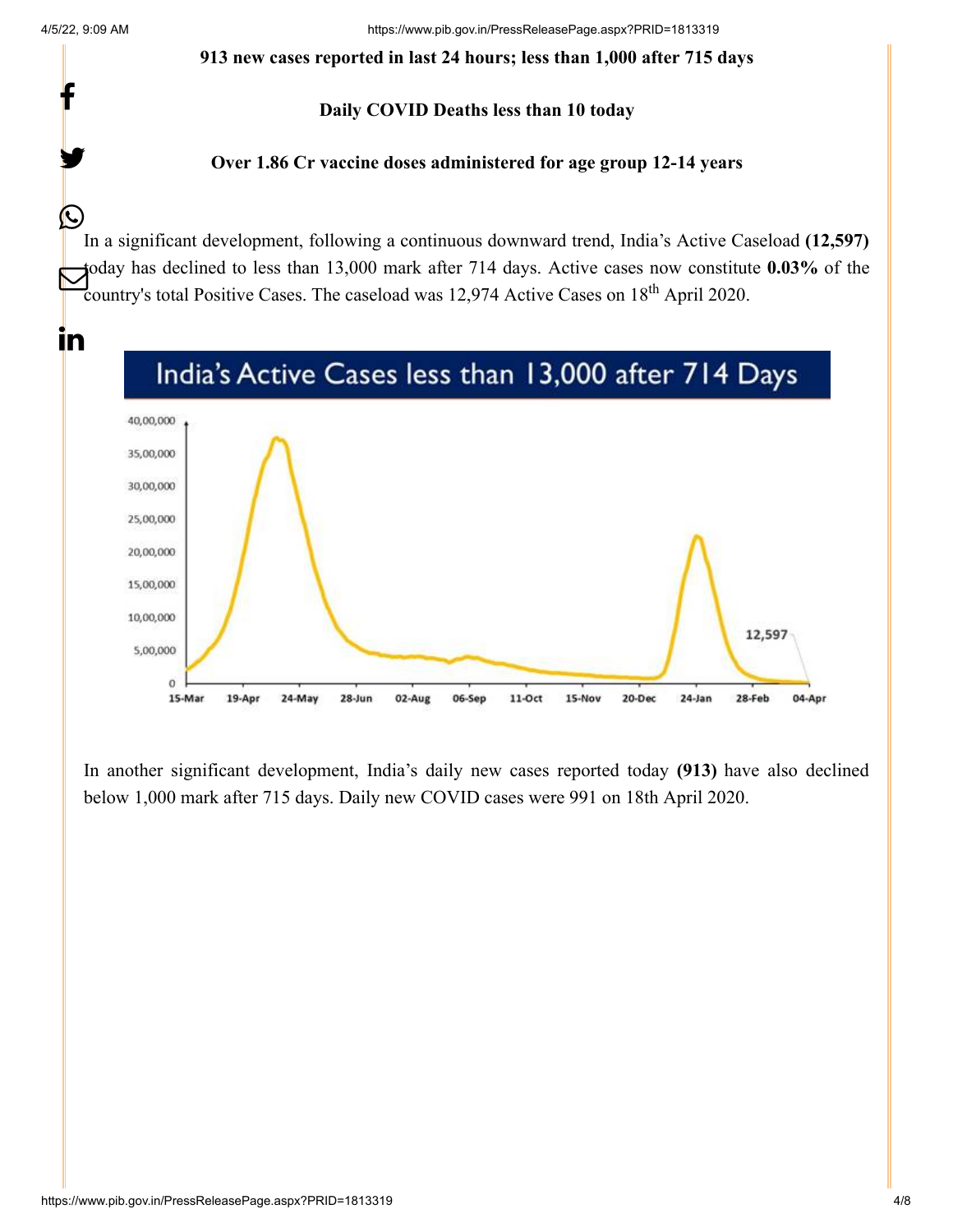**913 new cases reported in last 24 hours; less than 1,000 after 715 days**

**Daily COVID Deaths less than 10 today**

**Over 1.86 Cr vaccine doses administered for age group 12-14 years**

In a significant development, following a continuous downward trend, India's Active Caseload **(12,597)** today has declined to less than 13,000 mark after 714 days. Active cases now constitute **0.03%** of the country's total Positive Cases. The caseload was 12,974 Active Cases on 18th April 2020.

India's Active Cases less than 13,000 after 714 Days

In another significant development, India's daily new cases reported today **(913)** have also declined below 1,000 mark after 715 days. Daily new COVID cases were 991 on 18th April 2020.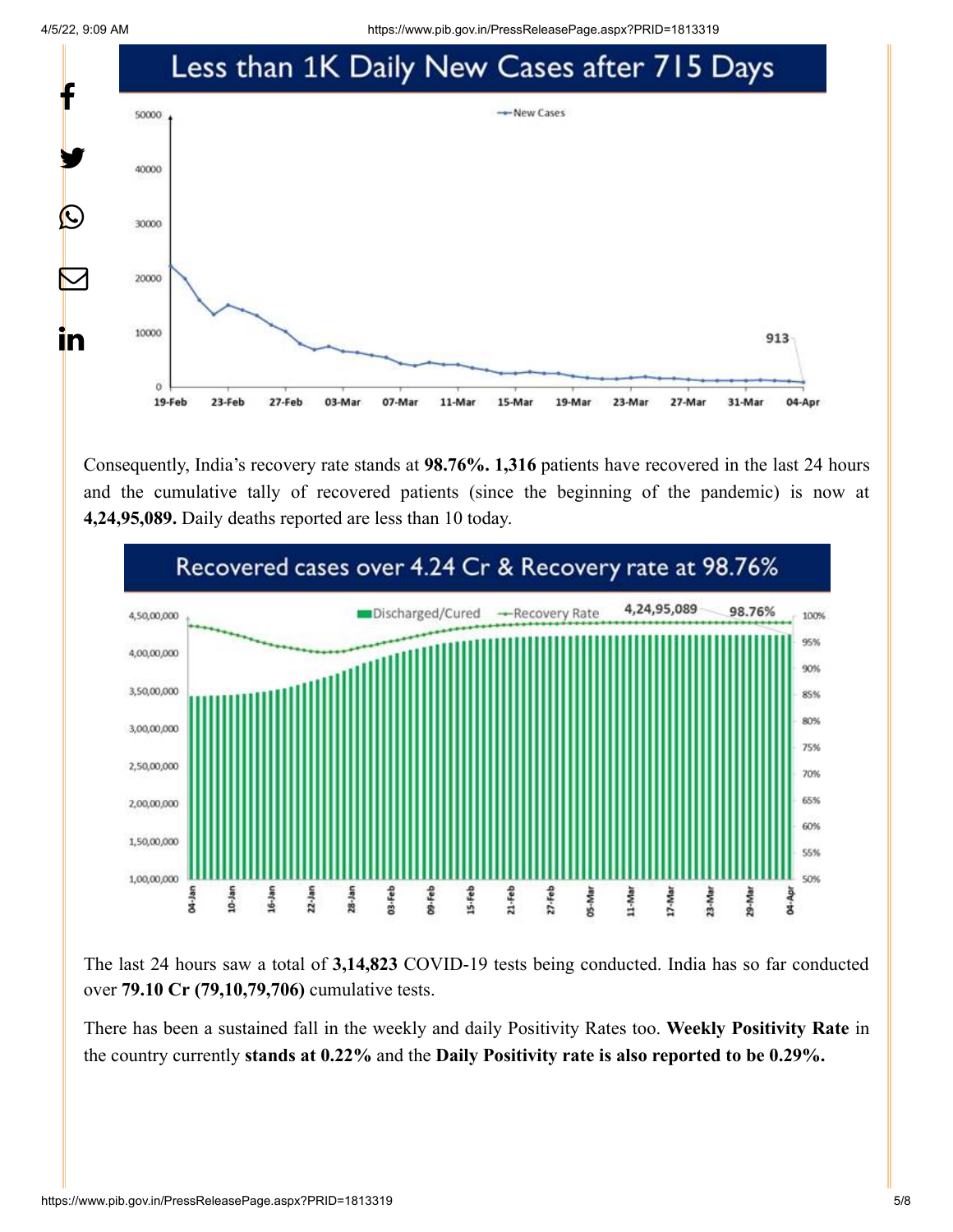Consequently, India's recovery rate stands at **98.76%. 1,316** patients have recovered in the last 24 hours and the cumulative tally of recovered patients (since the beginning of the pandemic) is now at **4,24,95,089.** Daily deaths reported are less than 10 today.

The last 24 hours saw a total of **3,14,823** COVID-19 tests being conducted. India has so far conducted over **79.10 Cr (79,10,79,706)** cumulative tests.

There has been a sustained fall in the weekly and daily Positivity Rates too. **Weekly Positivity Rate** in the country currently **stands at 0.22%** and the **Daily Positivity rate is also reported to be 0.29%.**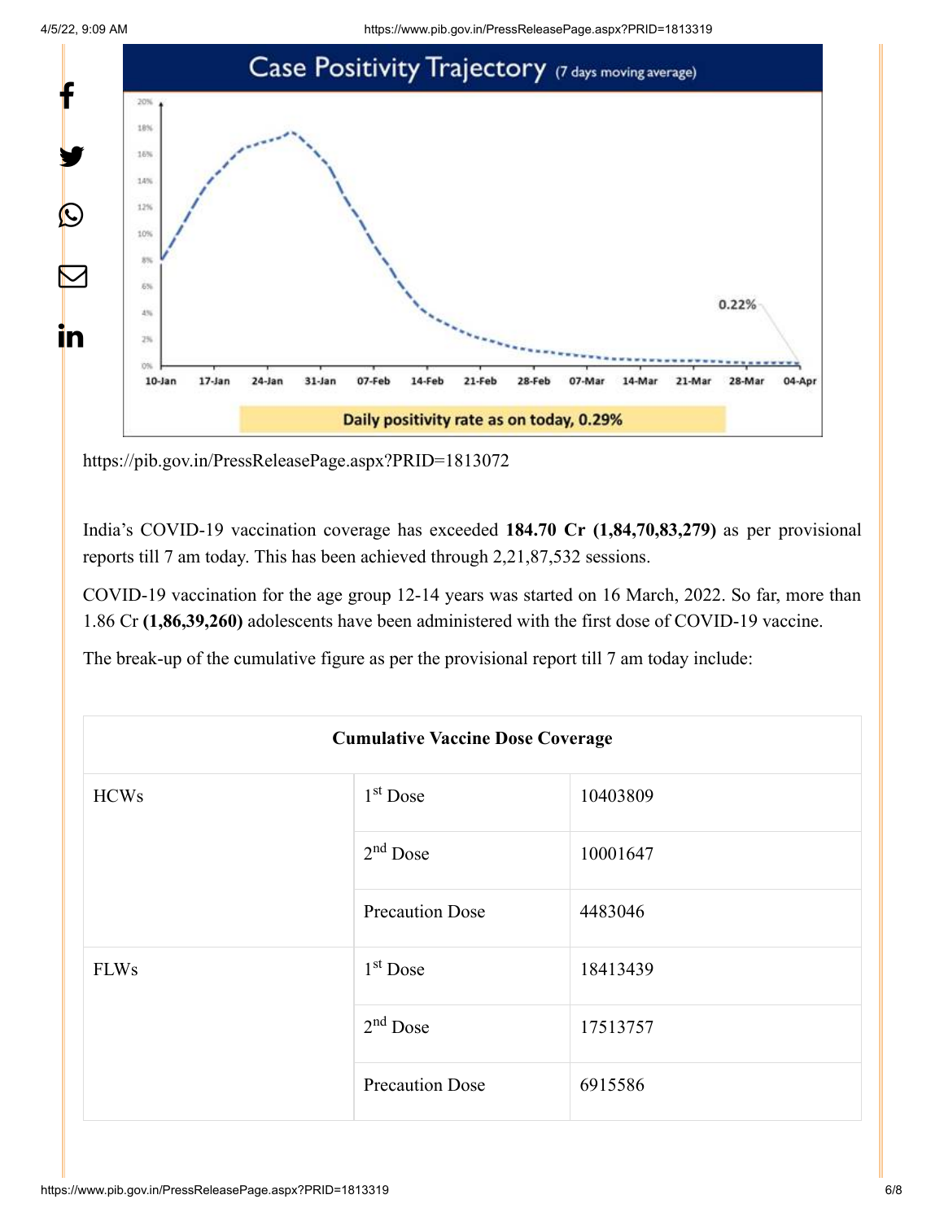https://pib.gov.in/PressReleasePage.aspx?PRID=1813072

India's COVID-19 vaccination coverage has exceeded **184.70 Cr (1,84,70,83,279)** as per provisional reports till 7 am today. This has been achieved through 2,21,87,532 sessions.

COVID-19 vaccination for the age group 12-14 years was started on 16 March, 2022. So far, more than 1.86 Cr **(1,86,39,260)** adolescents have been administered with the first dose of COVID-19 vaccine.

The break-up of the cumulative figure as per the provisional report till 7 am today include:

| Cumulative Vaccine Dose Coverage | | |
|---|---|---|
| HCWs | 1st Dose | 10403809 |
| | 2nd Dose | 10001647 |
| | Precaution Dose | 4483046 |
| FLWs | 1st Dose | 18413439 |
| | 2nd Dose | 17513757 |
| | Precaution Dose | 6915586 |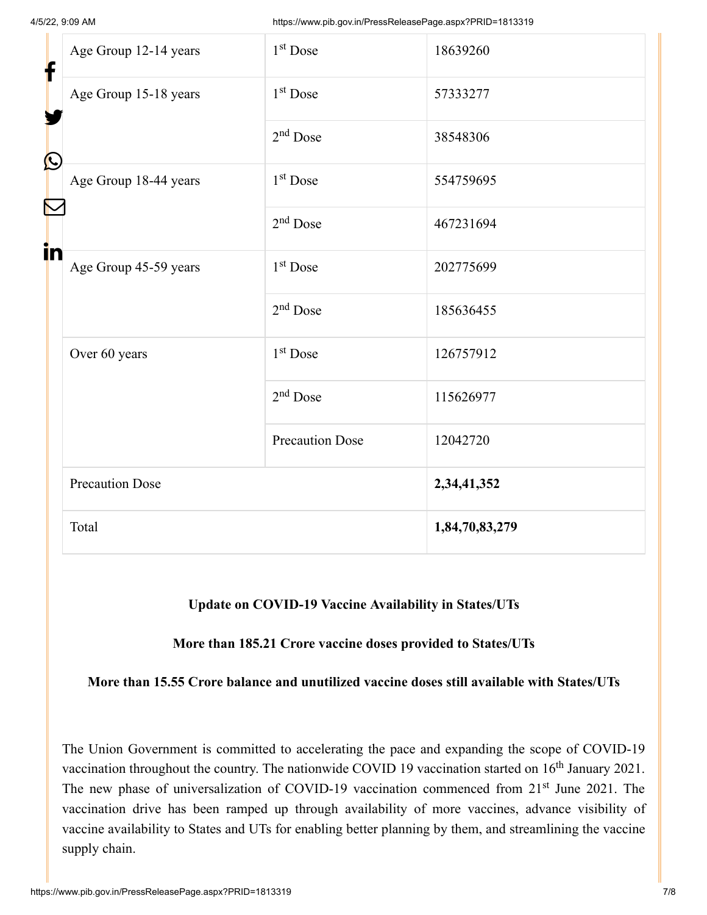| Age Group 12-14 years | 1st Dose | 18639260 |
|---|---|---|
| Age Group 15-18 years | 1st Dose | 57333277 |
| | 2nd Dose | 38548306 |
| Age Group 18-44 years | 1st Dose | 554759695 |
| | 2nd Dose | 467231694 |
| Age Group 45-59 years | 1st Dose | 202775699 |
| | 2nd Dose | 185636455 |
| Over 60 years | 1st Dose | 126757912 |
| | 2nd Dose | 115626977 |
| | Precaution Dose | 12042720 |
| Precaution Dose | | **2,34,41,352** |
| Total | | **1,84,70,83,279** |

**Update on COVID-19 Vaccine Availability in States/UTs**

**More than 185.21 Crore vaccine doses provided to States/UTs**

**More than 15.55 Crore balance and unutilized vaccine doses still available with States/UTs**

The Union Government is committed to accelerating the pace and expanding the scope of COVID-19 vaccination throughout the country. The nationwide COVID 19 vaccination started on 16th January 2021. The new phase of universalization of COVID-19 vaccination commenced from 21st June 2021. The vaccination drive has been ramped up through availability of more vaccines, advance visibility of vaccine availability to States and UTs for enabling better planning by them, and streamlining the vaccine supply chain.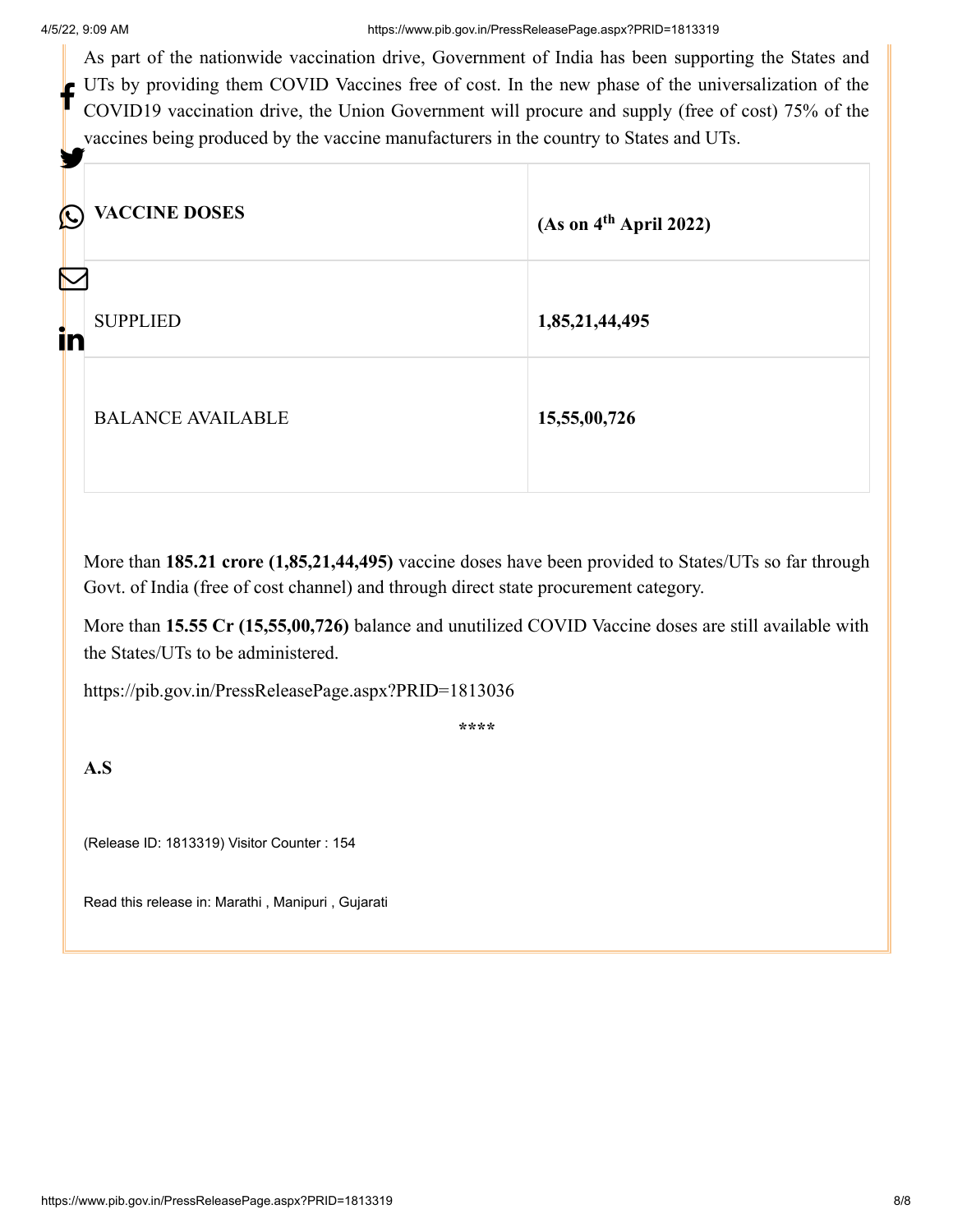As part of the nationwide vaccination drive, Government of India has been supporting the States and UTs by providing them COVID Vaccines free of cost. In the new phase of the universalization of the COVID19 vaccination drive, the Union Government will procure and supply (free of cost) 75% of the vaccines being produced by the vaccine manufacturers in the country to States and UTs.

| **VACCINE DOSES** | **(As on 4th April 2022)** |
|---|---|
| SUPPLIED | **1,85,21,44,495** |
| BALANCE AVAILABLE | **15,55,00,726** |

More than **185.21 crore (1,85,21,44,495)** vaccine doses have been provided to States/UTs so far through Govt. of India (free of cost channel) and through direct state procurement category.

More than **15.55 Cr (15,55,00,726)** balance and unutilized COVID Vaccine doses are still available with the States/UTs to be administered.

https://pib.gov.in/PressReleasePage.aspx?PRID=1813036

****

**A.S**

(Release ID: 1813319) Visitor Counter : 154

Read this release in: Marathi , Manipuri , Gujarati